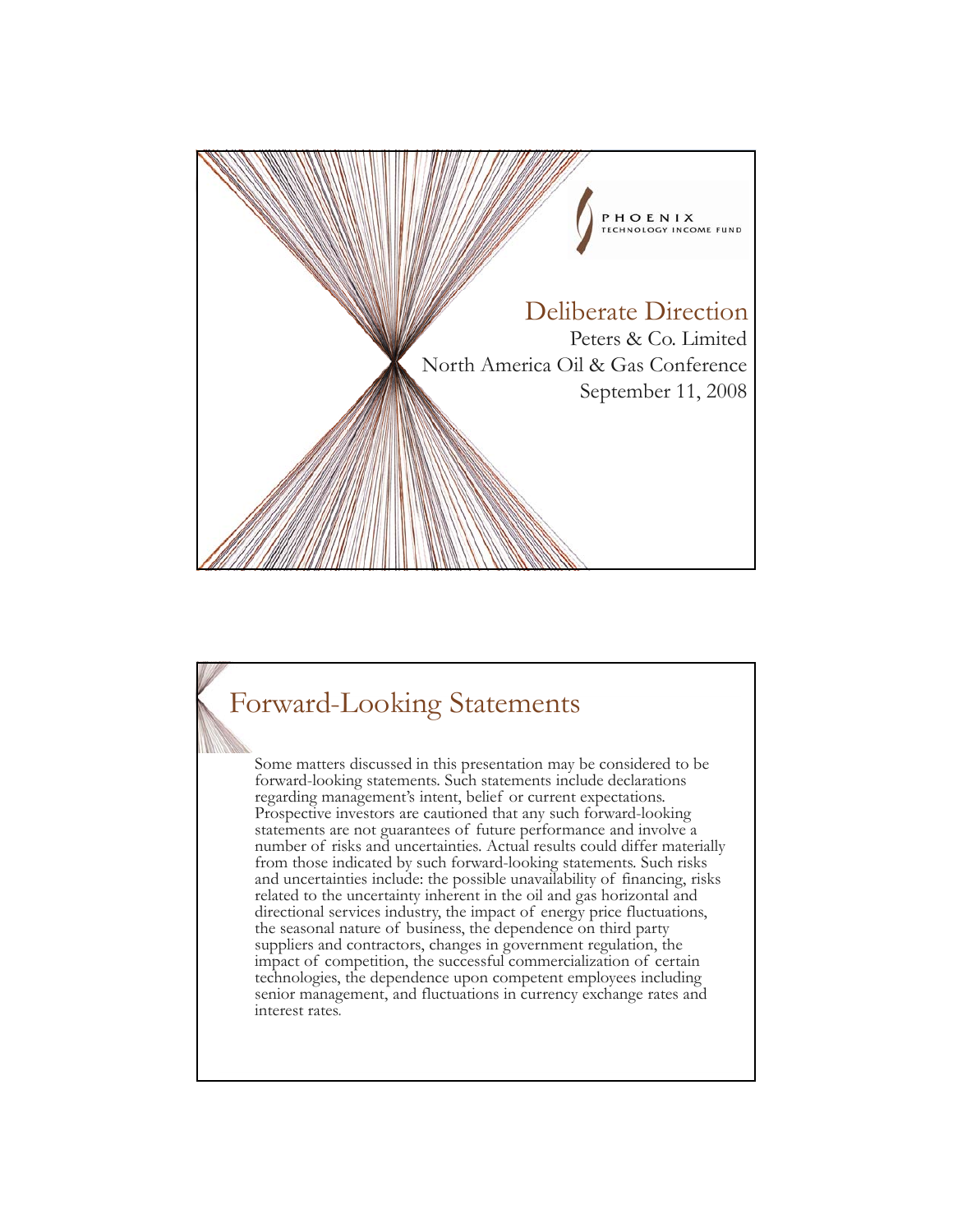PHOENIX
TECHNOLOGY INCOME FUND

# Deliberate Direction

Peters & Co. Limited
North America Oil & Gas Conference
September 11, 2008

## Forward-Looking Statements

Some matters discussed in this presentation may be considered to be forward-looking statements. Such statements include declarations regarding management's intent, belief or current expectations. Prospective investors are cautioned that any such forward-looking statements are not guarantees of future performance and involve a number of risks and uncertainties. Actual results could differ materially from those indicated by such forward-looking statements. Such risks and uncertainties include: the possible unavailability of financing, risks related to the uncertainty inherent in the oil and gas horizontal and directional services industry, the impact of energy price fluctuations, the seasonal nature of business, the dependence on third party suppliers and contractors, changes in government regulation, the impact of competition, the successful commercialization of certain technologies, the dependence upon competent employees including senior management, and fluctuations in currency exchange rates and interest rates.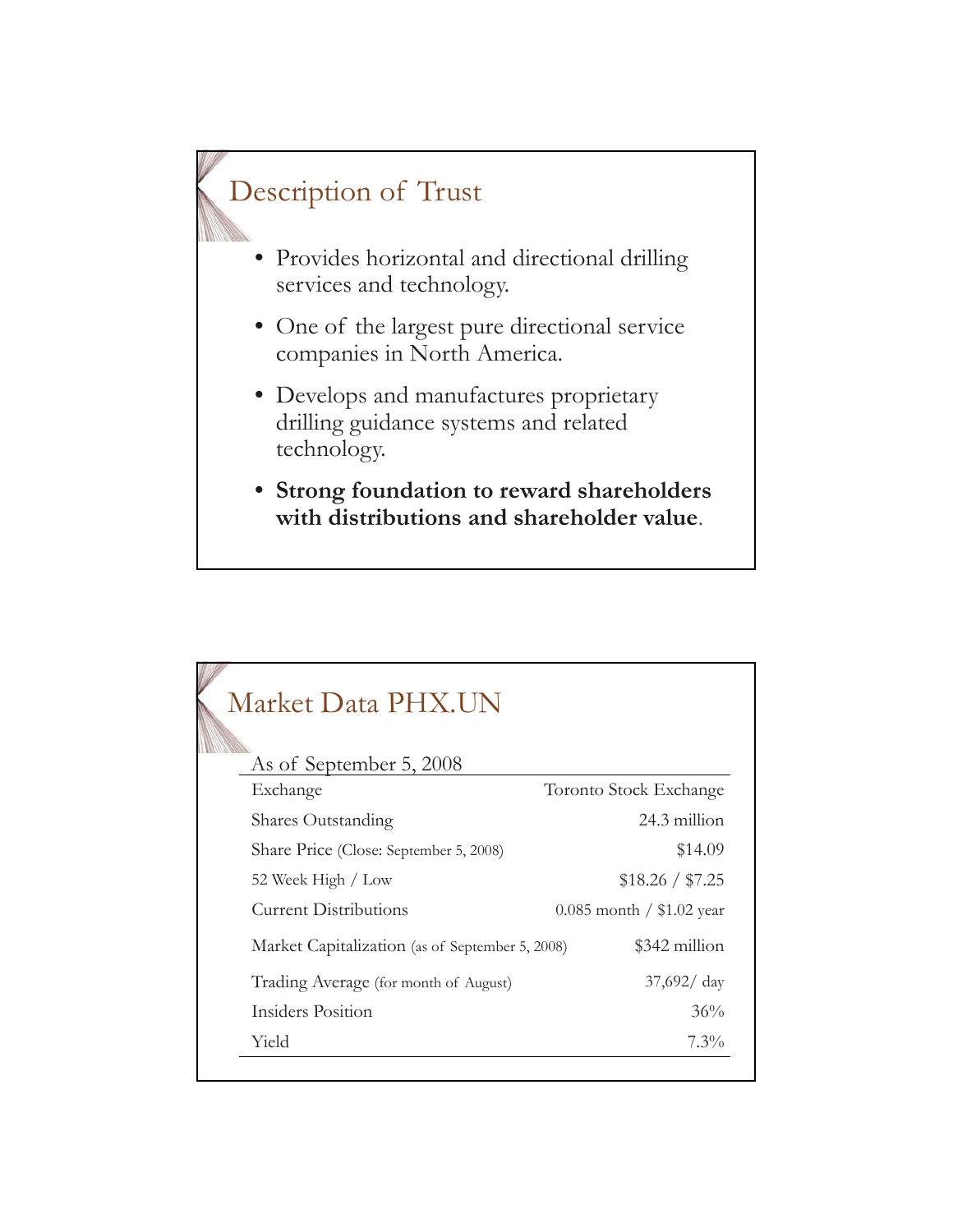## Description of Trust

- Provides horizontal and directional drilling services and technology.
- One of the largest pure directional service companies in North America.
- Develops and manufactures proprietary drilling guidance systems and related technology.
- **Strong foundation to reward shareholders with distributions and shareholder value**.

## Market Data PHX.UN

| As of September 5, 2008 | |
|---|---|
| Exchange | Toronto Stock Exchange |
| Shares Outstanding | 24.3 million |
| Share Price (Close: September 5, 2008) | $14.09 |
| 52 Week High / Low | $18.26 / $7.25 |
| Current Distributions | 0.085 month / $1.02 year |
| Market Capitalization (as of September 5, 2008) | $342 million |
| Trading Average (for month of August) | 37,692/ day |
| Insiders Position | 36% |
| Yield | 7.3% |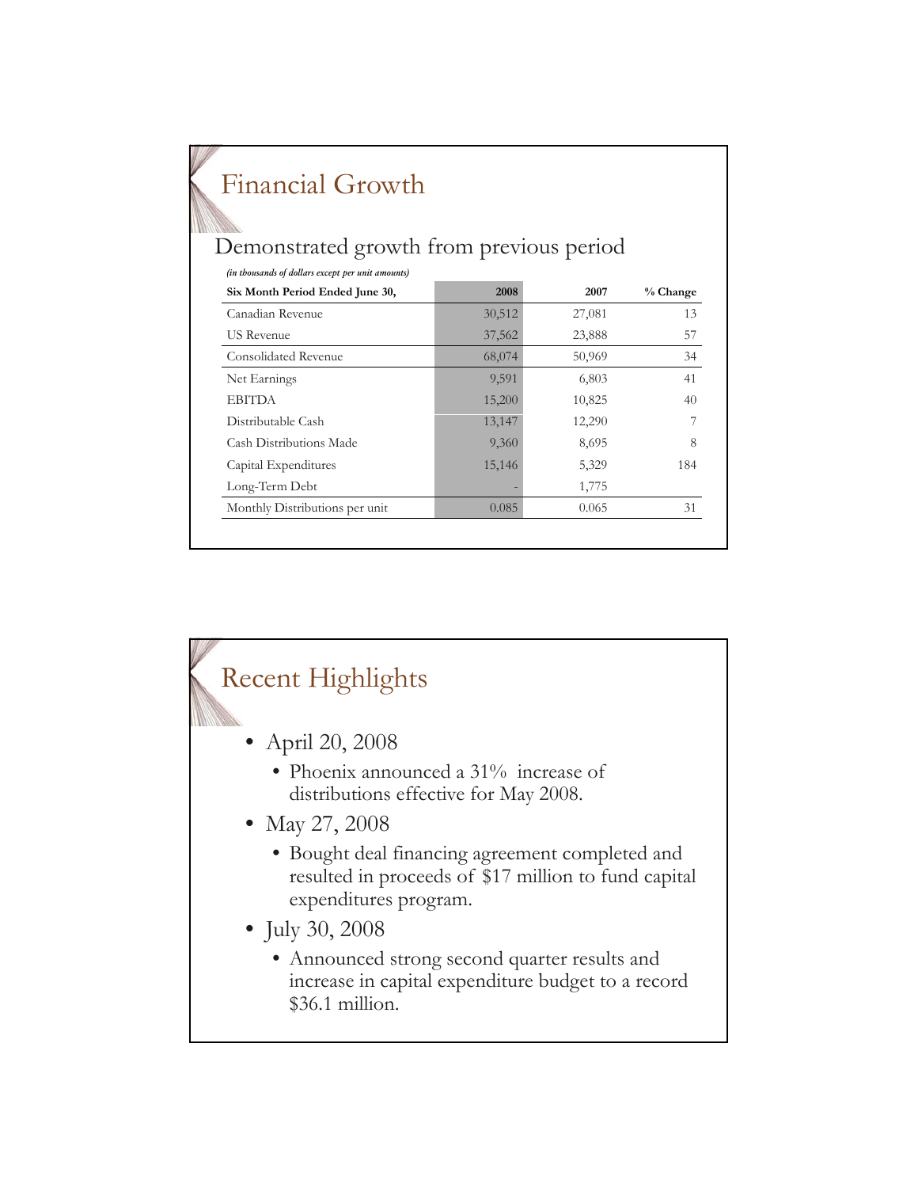# Financial Growth

## Demonstrated growth from previous period

*(in thousands of dollars except per unit amounts)*

| Six Month Period Ended June 30, | 2008 | 2007 | % Change |
|---|---|---|---|
| Canadian Revenue | 30,512 | 27,081 | 13 |
| US Revenue | 37,562 | 23,888 | 57 |
| Consolidated Revenue | 68,074 | 50,969 | 34 |
| Net Earnings | 9,591 | 6,803 | 41 |
| EBITDA | 15,200 | 10,825 | 40 |
| Distributable Cash | 13,147 | 12,290 | 7 |
| Cash Distributions Made | 9,360 | 8,695 | 8 |
| Capital Expenditures | 15,146 | 5,329 | 184 |
| Long-Term Debt | - | 1,775 | |
| Monthly Distributions per unit | 0.085 | 0.065 | 31 |

# Recent Highlights

- April 20, 2008
  - Phoenix announced a 31% increase of distributions effective for May 2008.
- May 27, 2008
  - Bought deal financing agreement completed and resulted in proceeds of $17 million to fund capital expenditures program.
- July 30, 2008
  - Announced strong second quarter results and increase in capital expenditure budget to a record $36.1 million.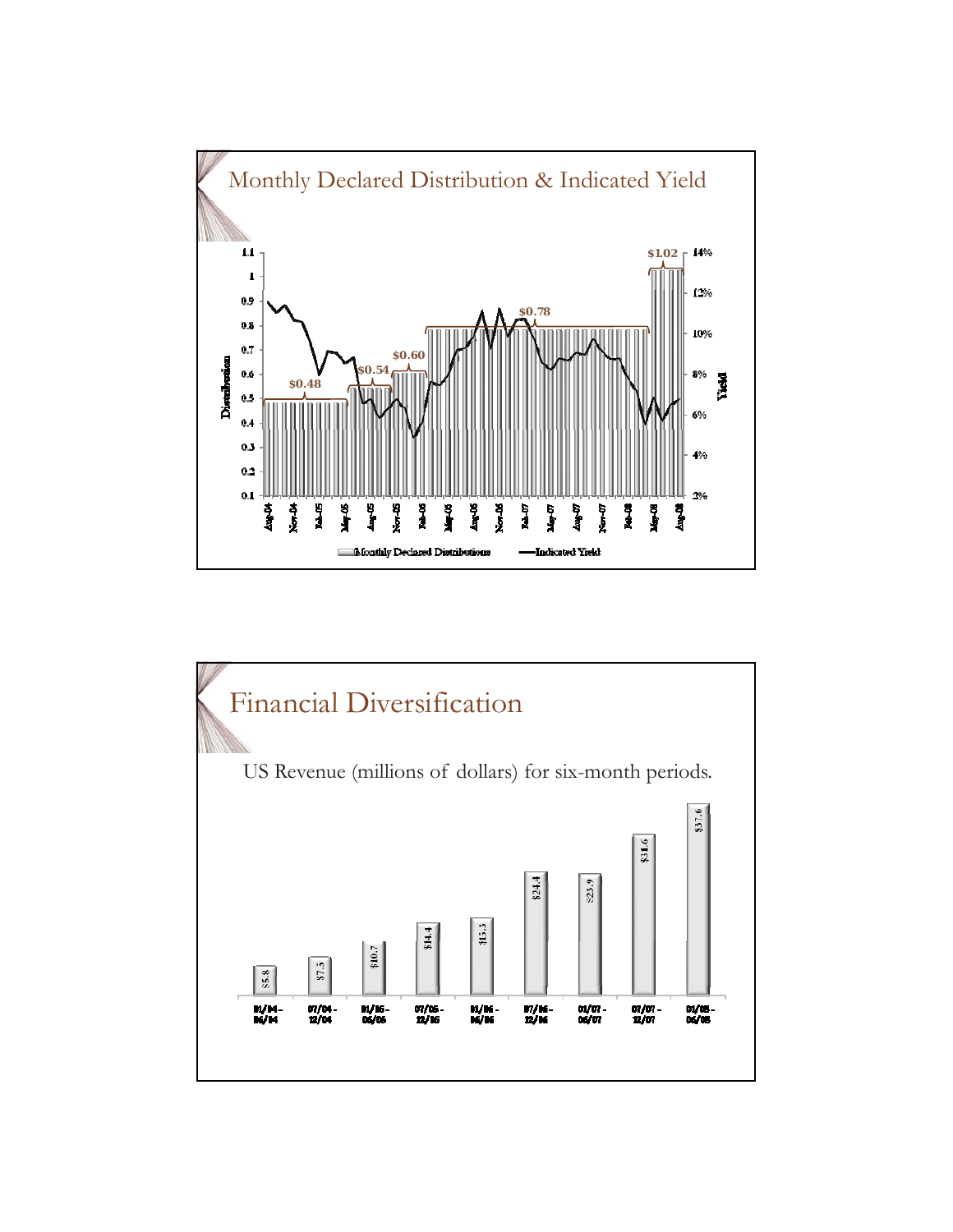## Monthly Declared Distribution & Indicated Yield

Distribution (left axis: 0.1–1.1); Yield (right axis: 2%–14%)

Labels: $0.48, $0.54, $0.60, $0.78, $1.02

X-axis: Aug-04, Nov-04, Feb-05, May-05, Aug-05, Nov-05, Feb-06, May-06, Aug-06, Nov-06, Feb-07, May-07, Aug-07, Nov-07, Feb-08, May-08, Aug-08

Legend: Monthly Declared Distributions — Indicated Yield

## Financial Diversification

US Revenue (millions of dollars) for six-month periods.

| Period | Revenue |
|---|---|
| 01/04 - 06/04 | $5.8 |
| 07/04 - 12/04 | $7.5 |
| 01/05 - 06/05 | $10.7 |
| 07/05 - 12/05 | $14.4 |
| 01/06 - 06/06 | $15.3 |
| 07/06 - 12/06 | $24.4 |
| 01/07 - 06/07 | $23.9 |
| 07/07 - 12/07 | $31.6 |
| 01/08 - 06/08 | $37.6 |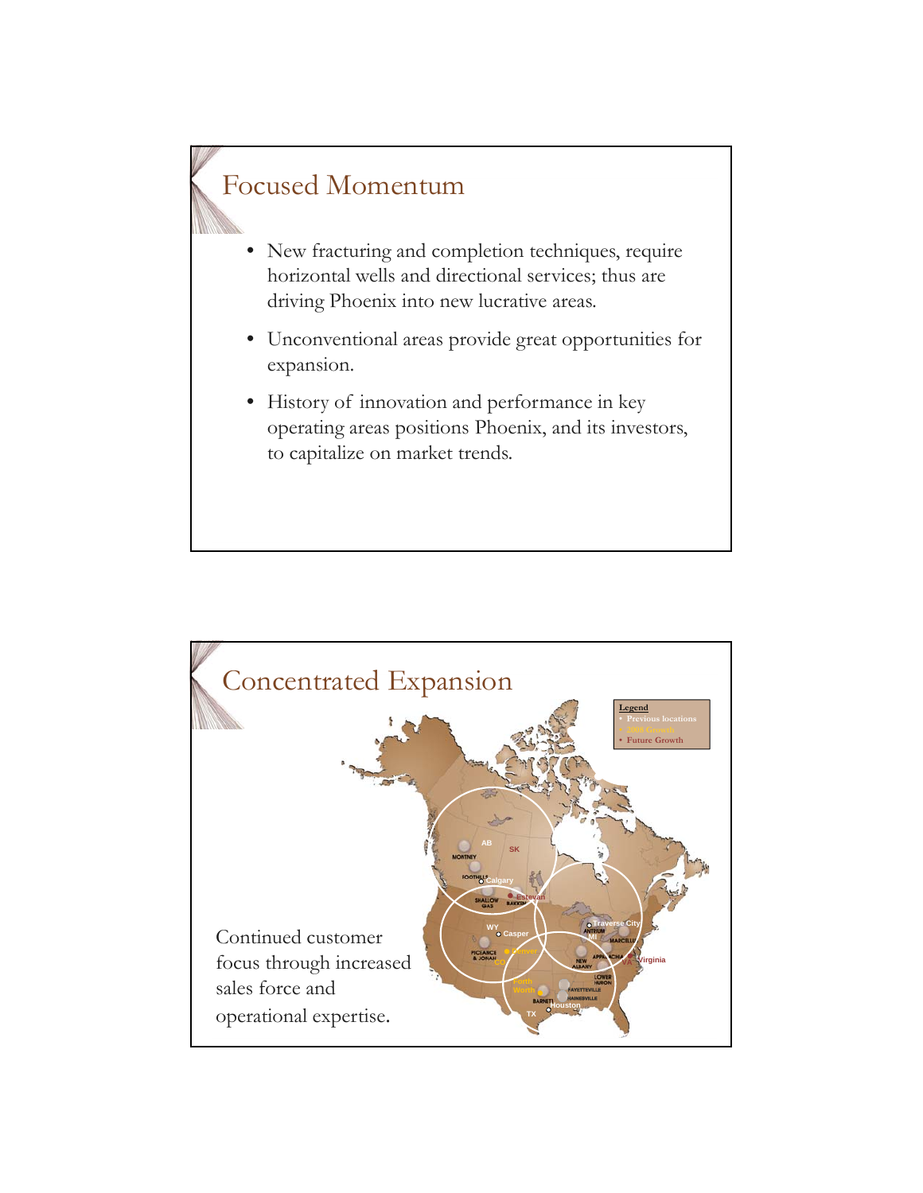## Focused Momentum

- New fracturing and completion techniques, require horizontal wells and directional services; thus are driving Phoenix into new lucrative areas.
- Unconventional areas provide great opportunities for expansion.
- History of innovation and performance in key operating areas positions Phoenix, and its investors, to capitalize on market trends.

## Concentrated Expansion

Continued customer focus through increased sales force and operational expertise.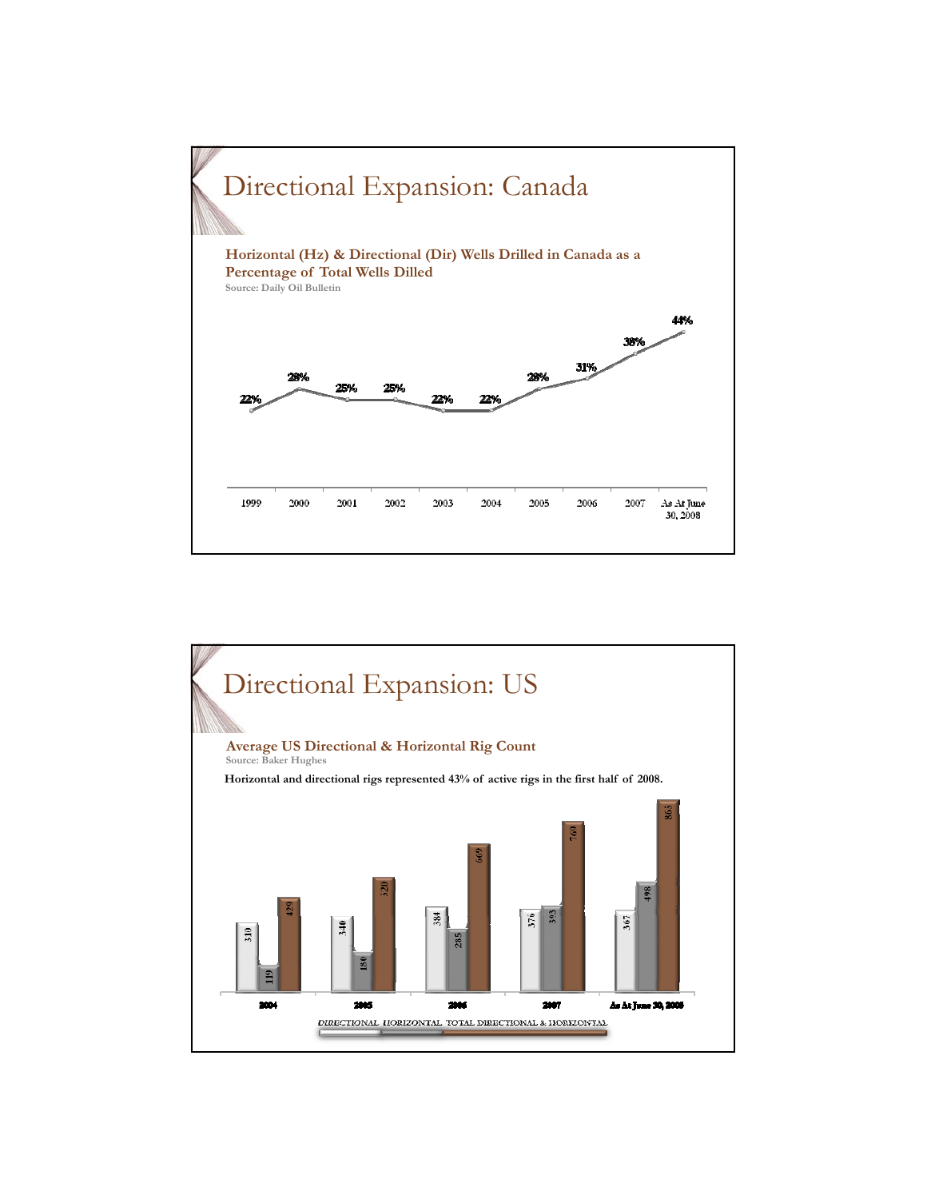# Directional Expansion: Canada

**Horizontal (Hz) & Directional (Dir) Wells Drilled in Canada as a Percentage of Total Wells Dilled**

Source: Daily Oil Bulletin

| Year | % |
|---|---|
| 1999 | 22% |
| 2000 | 28% |
| 2001 | 25% |
| 2002 | 25% |
| 2003 | 22% |
| 2004 | 22% |
| 2005 | 28% |
| 2006 | 31% |
| 2007 | 38% |
| As At June 30, 2008 | 44% |

# Directional Expansion: US

**Average US Directional & Horizontal Rig Count**

Source: Baker Hughes

**Horizontal and directional rigs represented 43% of active rigs in the first half of 2008.**

| | DIRECTIONAL | HORIZONTAL | TOTAL DIRECTIONAL & HORIZONTAL |
|---|---|---|---|
| 2004 | 310 | 119 | 429 |
| 2005 | 340 | 180 | 520 |
| 2006 | 384 | 285 | 669 |
| 2007 | 376 | 393 | 769 |
| As At June 30, 2008 | 367 | 498 | 865 |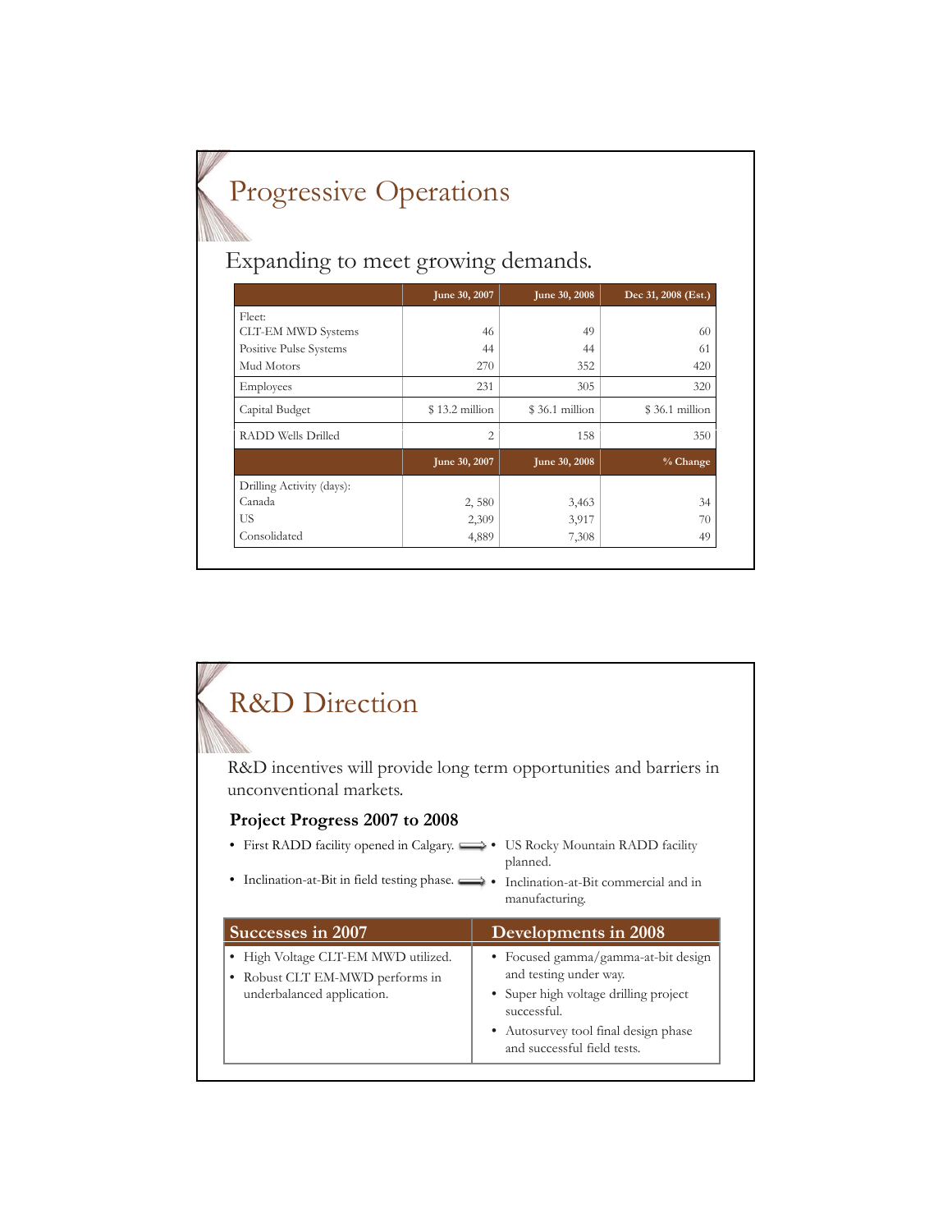# Progressive Operations

## Expanding to meet growing demands.

| | June 30, 2007 | June 30, 2008 | Dec 31, 2008 (Est.) |
|---|---|---|---|
| Fleet: | | | |
| CLT-EM MWD Systems | 46 | 49 | 60 |
| Positive Pulse Systems | 44 | 44 | 61 |
| Mud Motors | 270 | 352 | 420 |
| Employees | 231 | 305 | 320 |
| Capital Budget | $ 13.2 million | $ 36.1 million | $ 36.1 million |
| RADD Wells Drilled | 2 | 158 | 350 |
| | **June 30, 2007** | **June 30, 2008** | **% Change** |
| Drilling Activity (days): | | | |
| Canada | 2, 580 | 3,463 | 34 |
| US | 2,309 | 3,917 | 70 |
| Consolidated | 4,889 | 7,308 | 49 |

# R&D Direction

R&D incentives will provide long term opportunities and barriers in unconventional markets.

### Project Progress 2007 to 2008

- First RADD facility opened in Calgary. ⟹ • US Rocky Mountain RADD facility planned.
- Inclination-at-Bit in field testing phase. ⟹ • Inclination-at-Bit commercial and in manufacturing.

| Successes in 2007 | Developments in 2008 |
|---|---|
| • High Voltage CLT-EM MWD utilized.<br>• Robust CLT EM-MWD performs in underbalanced application. | • Focused gamma/gamma-at-bit design and testing under way.<br>• Super high voltage drilling project successful.<br>• Autosurvey tool final design phase and successful field tests. |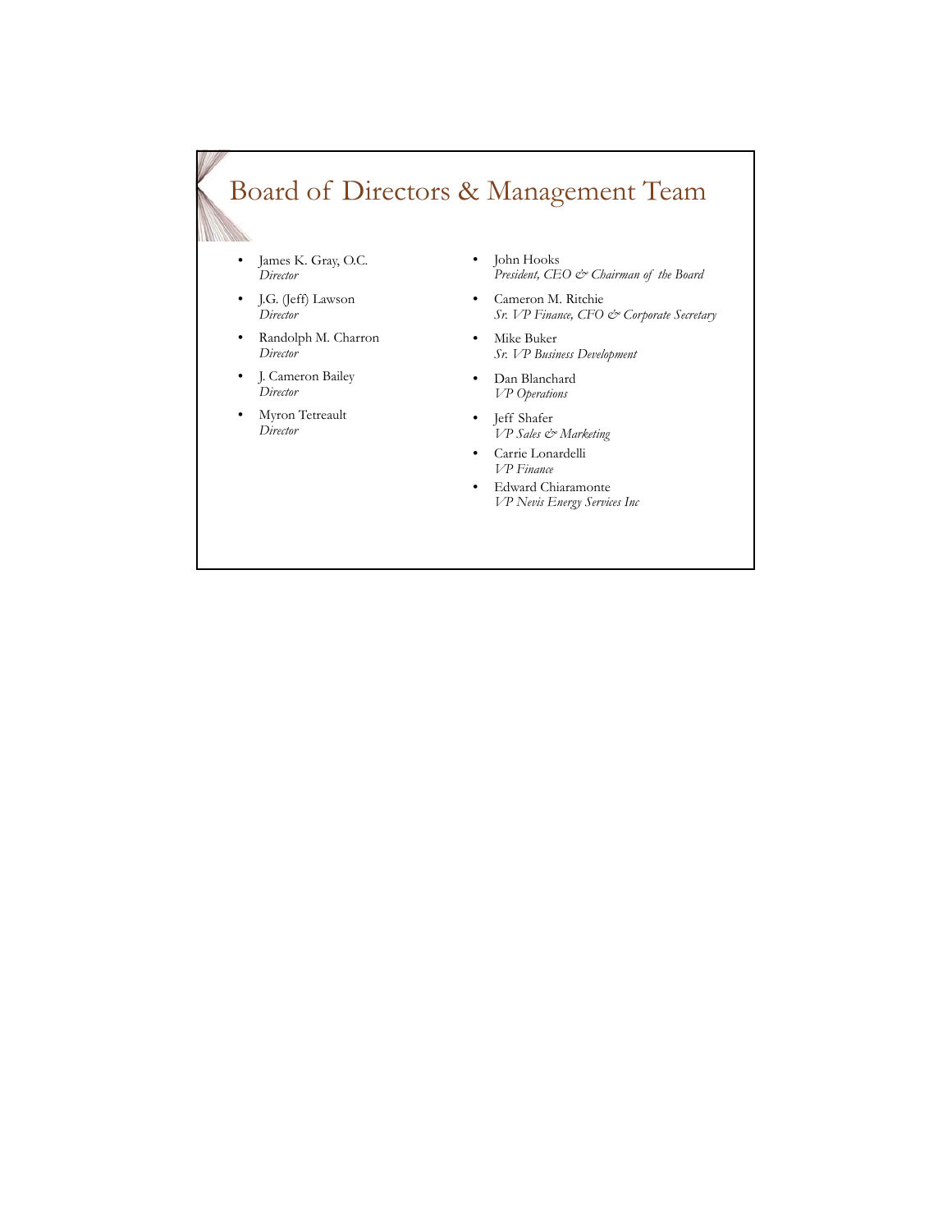# Board of Directors & Management Team

- James K. Gray, O.C.
  *Director*
- J.G. (Jeff) Lawson
  *Director*
- Randolph M. Charron
  *Director*
- J. Cameron Bailey
  *Director*
- Myron Tetreault
  *Director*

- John Hooks
  *President, CEO & Chairman of the Board*
- Cameron M. Ritchie
  *Sr. VP Finance, CFO & Corporate Secretary*
- Mike Buker
  *Sr. VP Business Development*
- Dan Blanchard
  *VP Operations*
- Jeff Shafer
  *VP Sales & Marketing*
- Carrie Lonardelli
  *VP Finance*
- Edward Chiaramonte
  *VP Nevis Energy Services Inc*